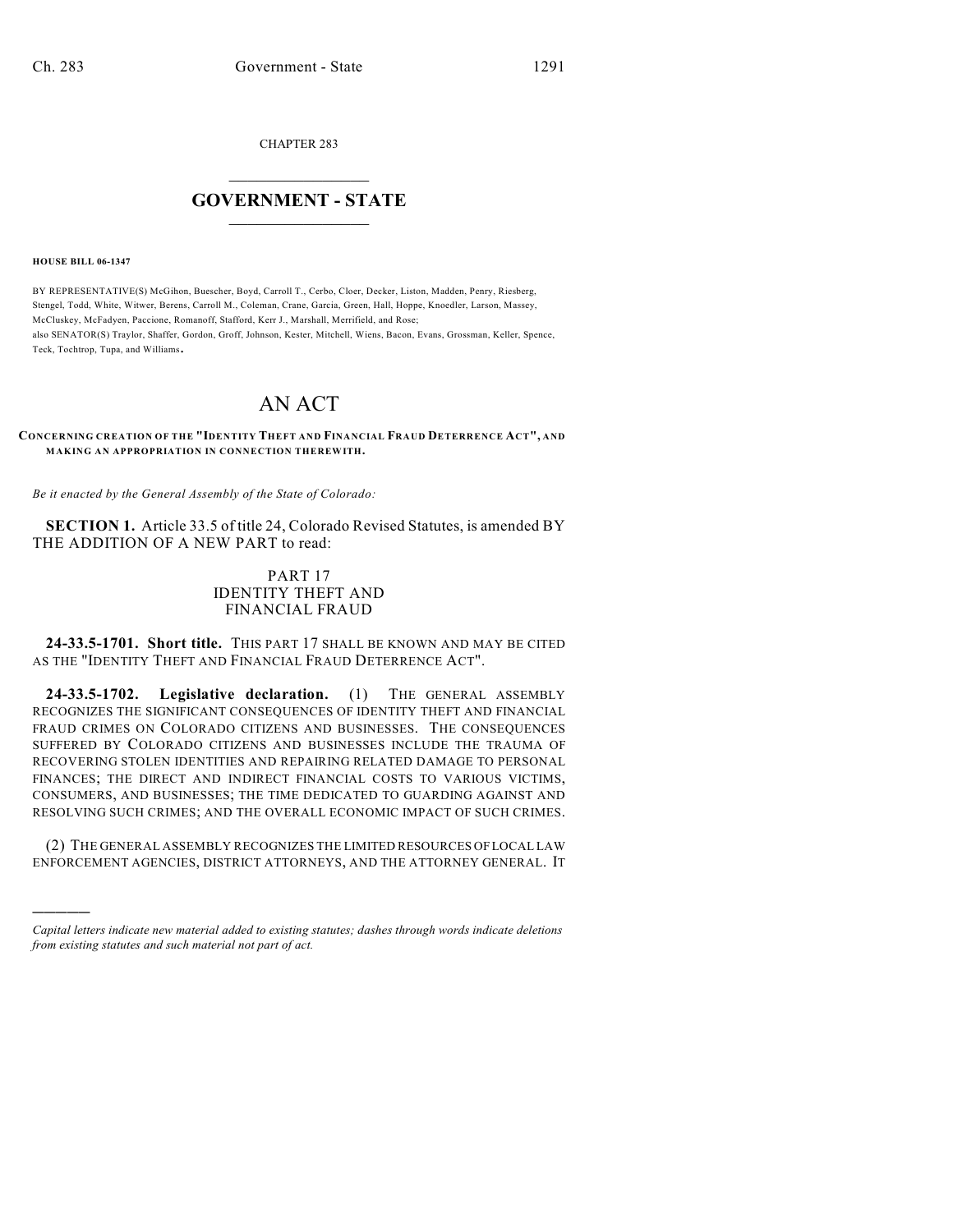CHAPTER 283

# GOVERNMENT - STATE

**HOUSE BILL 06-1347**

BY REPRESENTATIVE(S) McGihon, Buescher, Boyd, Carroll T., Cerbo, Cloer, Decker, Liston, Madden, Penry, Riesberg, Stengel, Todd, White, Witwer, Berens, Carroll M., Coleman, Crane, Garcia, Green, Hall, Hoppe, Knoedler, Larson, Massey, McCluskey, McFadyen, Paccione, Romanoff, Stafford, Kerr J., Marshall, Merrifield, and Rose;
also SENATOR(S) Traylor, Shaffer, Gordon, Groff, Johnson, Kester, Mitchell, Wiens, Bacon, Evans, Grossman, Keller, Spence, Teck, Tochtrop, Tupa, and Williams.

# AN ACT

**CONCERNING CREATION OF THE "IDENTITY THEFT AND FINANCIAL FRAUD DETERRENCE ACT", AND MAKING AN APPROPRIATION IN CONNECTION THEREWITH.**

*Be it enacted by the General Assembly of the State of Colorado:*

**SECTION 1.** Article 33.5 of title 24, Colorado Revised Statutes, is amended BY THE ADDITION OF A NEW PART to read:

PART 17
IDENTITY THEFT AND
FINANCIAL FRAUD

**24-33.5-1701. Short title.** THIS PART 17 SHALL BE KNOWN AND MAY BE CITED AS THE "IDENTITY THEFT AND FINANCIAL FRAUD DETERRENCE ACT".

**24-33.5-1702. Legislative declaration.** (1) THE GENERAL ASSEMBLY RECOGNIZES THE SIGNIFICANT CONSEQUENCES OF IDENTITY THEFT AND FINANCIAL FRAUD CRIMES ON COLORADO CITIZENS AND BUSINESSES. THE CONSEQUENCES SUFFERED BY COLORADO CITIZENS AND BUSINESSES INCLUDE THE TRAUMA OF RECOVERING STOLEN IDENTITIES AND REPAIRING RELATED DAMAGE TO PERSONAL FINANCES; THE DIRECT AND INDIRECT FINANCIAL COSTS TO VARIOUS VICTIMS, CONSUMERS, AND BUSINESSES; THE TIME DEDICATED TO GUARDING AGAINST AND RESOLVING SUCH CRIMES; AND THE OVERALL ECONOMIC IMPACT OF SUCH CRIMES.

(2) THE GENERAL ASSEMBLY RECOGNIZES THE LIMITED RESOURCES OF LOCAL LAW ENFORCEMENT AGENCIES, DISTRICT ATTORNEYS, AND THE ATTORNEY GENERAL. IT

---

*Capital letters indicate new material added to existing statutes; dashes through words indicate deletions from existing statutes and such material not part of act.*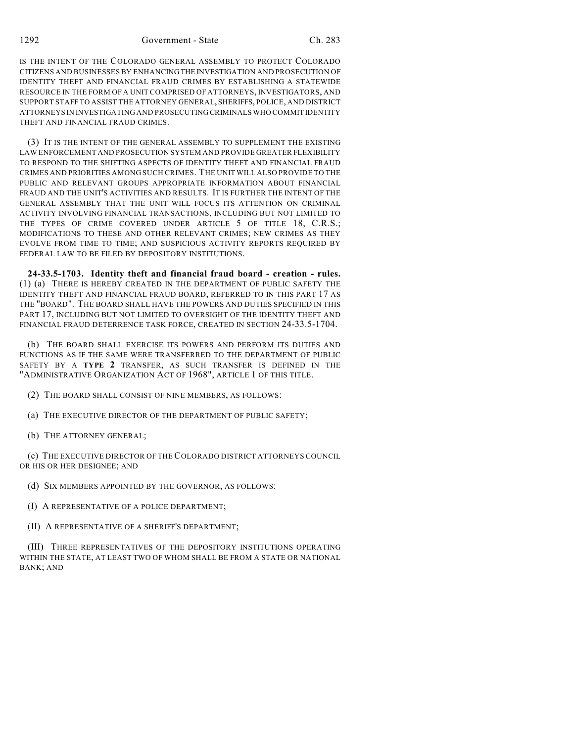IS THE INTENT OF THE COLORADO GENERAL ASSEMBLY TO PROTECT COLORADO CITIZENS AND BUSINESSES BY ENHANCING THE INVESTIGATION AND PROSECUTION OF IDENTITY THEFT AND FINANCIAL FRAUD CRIMES BY ESTABLISHING A STATEWIDE RESOURCE IN THE FORM OF A UNIT COMPRISED OF ATTORNEYS, INVESTIGATORS, AND SUPPORT STAFF TO ASSIST THE ATTORNEY GENERAL, SHERIFFS, POLICE, AND DISTRICT ATTORNEYS IN INVESTIGATING AND PROSECUTING CRIMINALS WHO COMMIT IDENTITY THEFT AND FINANCIAL FRAUD CRIMES.

(3) IT IS THE INTENT OF THE GENERAL ASSEMBLY TO SUPPLEMENT THE EXISTING LAW ENFORCEMENT AND PROSECUTION SYSTEM AND PROVIDE GREATER FLEXIBILITY TO RESPOND TO THE SHIFTING ASPECTS OF IDENTITY THEFT AND FINANCIAL FRAUD CRIMES AND PRIORITIES AMONG SUCH CRIMES. THE UNIT WILL ALSO PROVIDE TO THE PUBLIC AND RELEVANT GROUPS APPROPRIATE INFORMATION ABOUT FINANCIAL FRAUD AND THE UNIT'S ACTIVITIES AND RESULTS. IT IS FURTHER THE INTENT OF THE GENERAL ASSEMBLY THAT THE UNIT WILL FOCUS ITS ATTENTION ON CRIMINAL ACTIVITY INVOLVING FINANCIAL TRANSACTIONS, INCLUDING BUT NOT LIMITED TO THE TYPES OF CRIME COVERED UNDER ARTICLE 5 OF TITLE 18, C.R.S.; MODIFICATIONS TO THESE AND OTHER RELEVANT CRIMES; NEW CRIMES AS THEY EVOLVE FROM TIME TO TIME; AND SUSPICIOUS ACTIVITY REPORTS REQUIRED BY FEDERAL LAW TO BE FILED BY DEPOSITORY INSTITUTIONS.

**24-33.5-1703. Identity theft and financial fraud board - creation - rules.** (1) (a) THERE IS HEREBY CREATED IN THE DEPARTMENT OF PUBLIC SAFETY THE IDENTITY THEFT AND FINANCIAL FRAUD BOARD, REFERRED TO IN THIS PART 17 AS THE "BOARD". THE BOARD SHALL HAVE THE POWERS AND DUTIES SPECIFIED IN THIS PART 17, INCLUDING BUT NOT LIMITED TO OVERSIGHT OF THE IDENTITY THEFT AND FINANCIAL FRAUD DETERRENCE TASK FORCE, CREATED IN SECTION 24-33.5-1704.

(b) THE BOARD SHALL EXERCISE ITS POWERS AND PERFORM ITS DUTIES AND FUNCTIONS AS IF THE SAME WERE TRANSFERRED TO THE DEPARTMENT OF PUBLIC SAFETY BY A **TYPE 2** TRANSFER, AS SUCH TRANSFER IS DEFINED IN THE "ADMINISTRATIVE ORGANIZATION ACT OF 1968", ARTICLE 1 OF THIS TITLE.

(2) THE BOARD SHALL CONSIST OF NINE MEMBERS, AS FOLLOWS:

(a) THE EXECUTIVE DIRECTOR OF THE DEPARTMENT OF PUBLIC SAFETY;

(b) THE ATTORNEY GENERAL;

(c) THE EXECUTIVE DIRECTOR OF THE COLORADO DISTRICT ATTORNEYS COUNCIL OR HIS OR HER DESIGNEE; AND

(d) SIX MEMBERS APPOINTED BY THE GOVERNOR, AS FOLLOWS:

(I) A REPRESENTATIVE OF A POLICE DEPARTMENT;

(II) A REPRESENTATIVE OF A SHERIFF'S DEPARTMENT;

(III) THREE REPRESENTATIVES OF THE DEPOSITORY INSTITUTIONS OPERATING WITHIN THE STATE, AT LEAST TWO OF WHOM SHALL BE FROM A STATE OR NATIONAL BANK; AND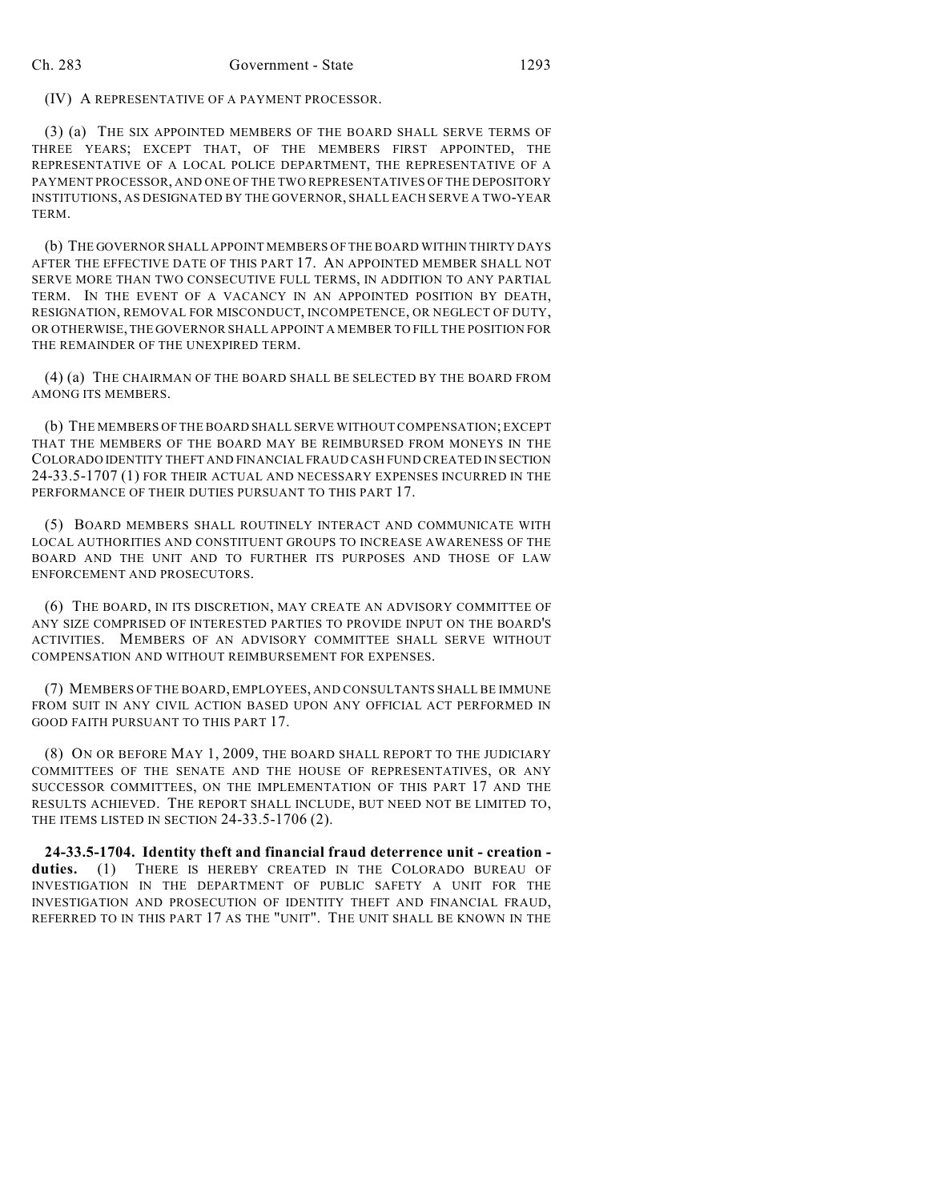(IV) A REPRESENTATIVE OF A PAYMENT PROCESSOR.

(3) (a) THE SIX APPOINTED MEMBERS OF THE BOARD SHALL SERVE TERMS OF THREE YEARS; EXCEPT THAT, OF THE MEMBERS FIRST APPOINTED, THE REPRESENTATIVE OF A LOCAL POLICE DEPARTMENT, THE REPRESENTATIVE OF A PAYMENT PROCESSOR, AND ONE OF THE TWO REPRESENTATIVES OF THE DEPOSITORY INSTITUTIONS, AS DESIGNATED BY THE GOVERNOR, SHALL EACH SERVE A TWO-YEAR TERM.

(b) THE GOVERNOR SHALL APPOINT MEMBERS OF THE BOARD WITHIN THIRTY DAYS AFTER THE EFFECTIVE DATE OF THIS PART 17. AN APPOINTED MEMBER SHALL NOT SERVE MORE THAN TWO CONSECUTIVE FULL TERMS, IN ADDITION TO ANY PARTIAL TERM. IN THE EVENT OF A VACANCY IN AN APPOINTED POSITION BY DEATH, RESIGNATION, REMOVAL FOR MISCONDUCT, INCOMPETENCE, OR NEGLECT OF DUTY, OR OTHERWISE, THE GOVERNOR SHALL APPOINT A MEMBER TO FILL THE POSITION FOR THE REMAINDER OF THE UNEXPIRED TERM.

(4) (a) THE CHAIRMAN OF THE BOARD SHALL BE SELECTED BY THE BOARD FROM AMONG ITS MEMBERS.

(b) THE MEMBERS OF THE BOARD SHALL SERVE WITHOUT COMPENSATION; EXCEPT THAT THE MEMBERS OF THE BOARD MAY BE REIMBURSED FROM MONEYS IN THE COLORADO IDENTITY THEFT AND FINANCIAL FRAUD CASH FUND CREATED IN SECTION 24-33.5-1707 (1) FOR THEIR ACTUAL AND NECESSARY EXPENSES INCURRED IN THE PERFORMANCE OF THEIR DUTIES PURSUANT TO THIS PART 17.

(5) BOARD MEMBERS SHALL ROUTINELY INTERACT AND COMMUNICATE WITH LOCAL AUTHORITIES AND CONSTITUENT GROUPS TO INCREASE AWARENESS OF THE BOARD AND THE UNIT AND TO FURTHER ITS PURPOSES AND THOSE OF LAW ENFORCEMENT AND PROSECUTORS.

(6) THE BOARD, IN ITS DISCRETION, MAY CREATE AN ADVISORY COMMITTEE OF ANY SIZE COMPRISED OF INTERESTED PARTIES TO PROVIDE INPUT ON THE BOARD'S ACTIVITIES. MEMBERS OF AN ADVISORY COMMITTEE SHALL SERVE WITHOUT COMPENSATION AND WITHOUT REIMBURSEMENT FOR EXPENSES.

(7) MEMBERS OF THE BOARD, EMPLOYEES, AND CONSULTANTS SHALL BE IMMUNE FROM SUIT IN ANY CIVIL ACTION BASED UPON ANY OFFICIAL ACT PERFORMED IN GOOD FAITH PURSUANT TO THIS PART 17.

(8) ON OR BEFORE MAY 1, 2009, THE BOARD SHALL REPORT TO THE JUDICIARY COMMITTEES OF THE SENATE AND THE HOUSE OF REPRESENTATIVES, OR ANY SUCCESSOR COMMITTEES, ON THE IMPLEMENTATION OF THIS PART 17 AND THE RESULTS ACHIEVED. THE REPORT SHALL INCLUDE, BUT NEED NOT BE LIMITED TO, THE ITEMS LISTED IN SECTION 24-33.5-1706 (2).

**24-33.5-1704. Identity theft and financial fraud deterrence unit - creation - duties.** (1) THERE IS HEREBY CREATED IN THE COLORADO BUREAU OF INVESTIGATION IN THE DEPARTMENT OF PUBLIC SAFETY A UNIT FOR THE INVESTIGATION AND PROSECUTION OF IDENTITY THEFT AND FINANCIAL FRAUD, REFERRED TO IN THIS PART 17 AS THE "UNIT". THE UNIT SHALL BE KNOWN IN THE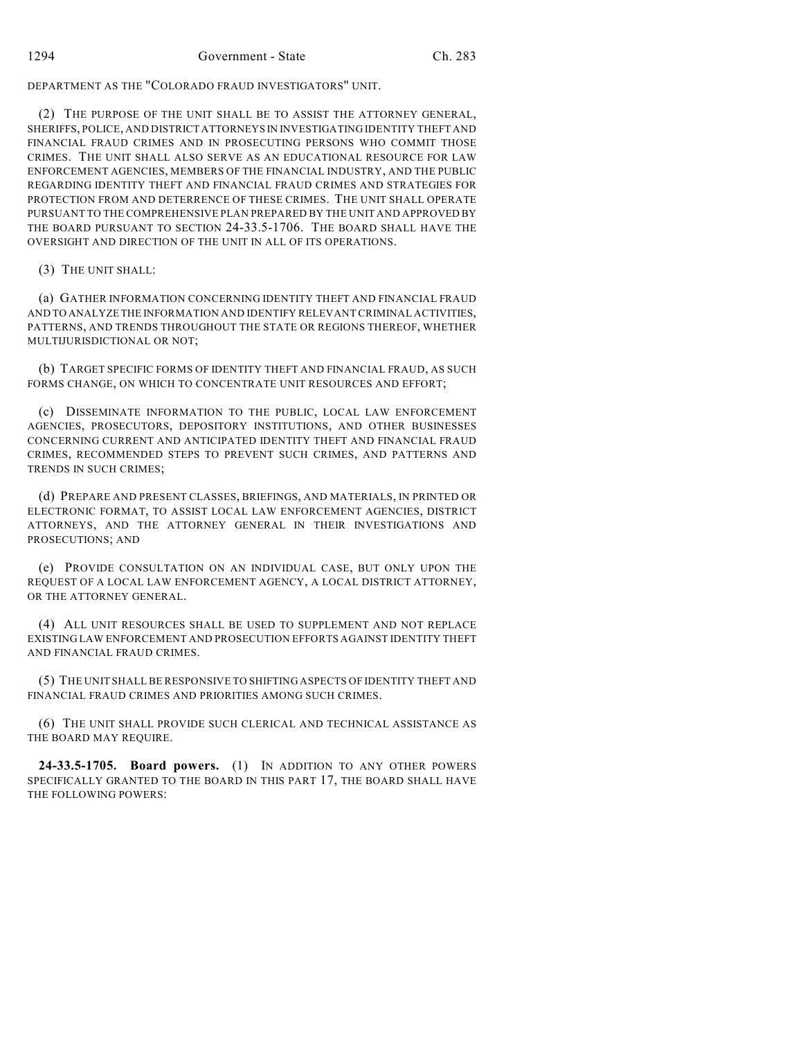DEPARTMENT AS THE "COLORADO FRAUD INVESTIGATORS" UNIT.

(2) THE PURPOSE OF THE UNIT SHALL BE TO ASSIST THE ATTORNEY GENERAL, SHERIFFS, POLICE, AND DISTRICT ATTORNEYS IN INVESTIGATING IDENTITY THEFT AND FINANCIAL FRAUD CRIMES AND IN PROSECUTING PERSONS WHO COMMIT THOSE CRIMES. THE UNIT SHALL ALSO SERVE AS AN EDUCATIONAL RESOURCE FOR LAW ENFORCEMENT AGENCIES, MEMBERS OF THE FINANCIAL INDUSTRY, AND THE PUBLIC REGARDING IDENTITY THEFT AND FINANCIAL FRAUD CRIMES AND STRATEGIES FOR PROTECTION FROM AND DETERRENCE OF THESE CRIMES. THE UNIT SHALL OPERATE PURSUANT TO THE COMPREHENSIVE PLAN PREPARED BY THE UNIT AND APPROVED BY THE BOARD PURSUANT TO SECTION 24-33.5-1706. THE BOARD SHALL HAVE THE OVERSIGHT AND DIRECTION OF THE UNIT IN ALL OF ITS OPERATIONS.

(3) THE UNIT SHALL:

(a) GATHER INFORMATION CONCERNING IDENTITY THEFT AND FINANCIAL FRAUD AND TO ANALYZE THE INFORMATION AND IDENTIFY RELEVANT CRIMINAL ACTIVITIES, PATTERNS, AND TRENDS THROUGHOUT THE STATE OR REGIONS THEREOF, WHETHER MULTIJURISDICTIONAL OR NOT;

(b) TARGET SPECIFIC FORMS OF IDENTITY THEFT AND FINANCIAL FRAUD, AS SUCH FORMS CHANGE, ON WHICH TO CONCENTRATE UNIT RESOURCES AND EFFORT;

(c) DISSEMINATE INFORMATION TO THE PUBLIC, LOCAL LAW ENFORCEMENT AGENCIES, PROSECUTORS, DEPOSITORY INSTITUTIONS, AND OTHER BUSINESSES CONCERNING CURRENT AND ANTICIPATED IDENTITY THEFT AND FINANCIAL FRAUD CRIMES, RECOMMENDED STEPS TO PREVENT SUCH CRIMES, AND PATTERNS AND TRENDS IN SUCH CRIMES;

(d) PREPARE AND PRESENT CLASSES, BRIEFINGS, AND MATERIALS, IN PRINTED OR ELECTRONIC FORMAT, TO ASSIST LOCAL LAW ENFORCEMENT AGENCIES, DISTRICT ATTORNEYS, AND THE ATTORNEY GENERAL IN THEIR INVESTIGATIONS AND PROSECUTIONS; AND

(e) PROVIDE CONSULTATION ON AN INDIVIDUAL CASE, BUT ONLY UPON THE REQUEST OF A LOCAL LAW ENFORCEMENT AGENCY, A LOCAL DISTRICT ATTORNEY, OR THE ATTORNEY GENERAL.

(4) ALL UNIT RESOURCES SHALL BE USED TO SUPPLEMENT AND NOT REPLACE EXISTING LAW ENFORCEMENT AND PROSECUTION EFFORTS AGAINST IDENTITY THEFT AND FINANCIAL FRAUD CRIMES.

(5) THE UNIT SHALL BE RESPONSIVE TO SHIFTING ASPECTS OF IDENTITY THEFT AND FINANCIAL FRAUD CRIMES AND PRIORITIES AMONG SUCH CRIMES.

(6) THE UNIT SHALL PROVIDE SUCH CLERICAL AND TECHNICAL ASSISTANCE AS THE BOARD MAY REQUIRE.

**24-33.5-1705. Board powers.** (1) IN ADDITION TO ANY OTHER POWERS SPECIFICALLY GRANTED TO THE BOARD IN THIS PART 17, THE BOARD SHALL HAVE THE FOLLOWING POWERS: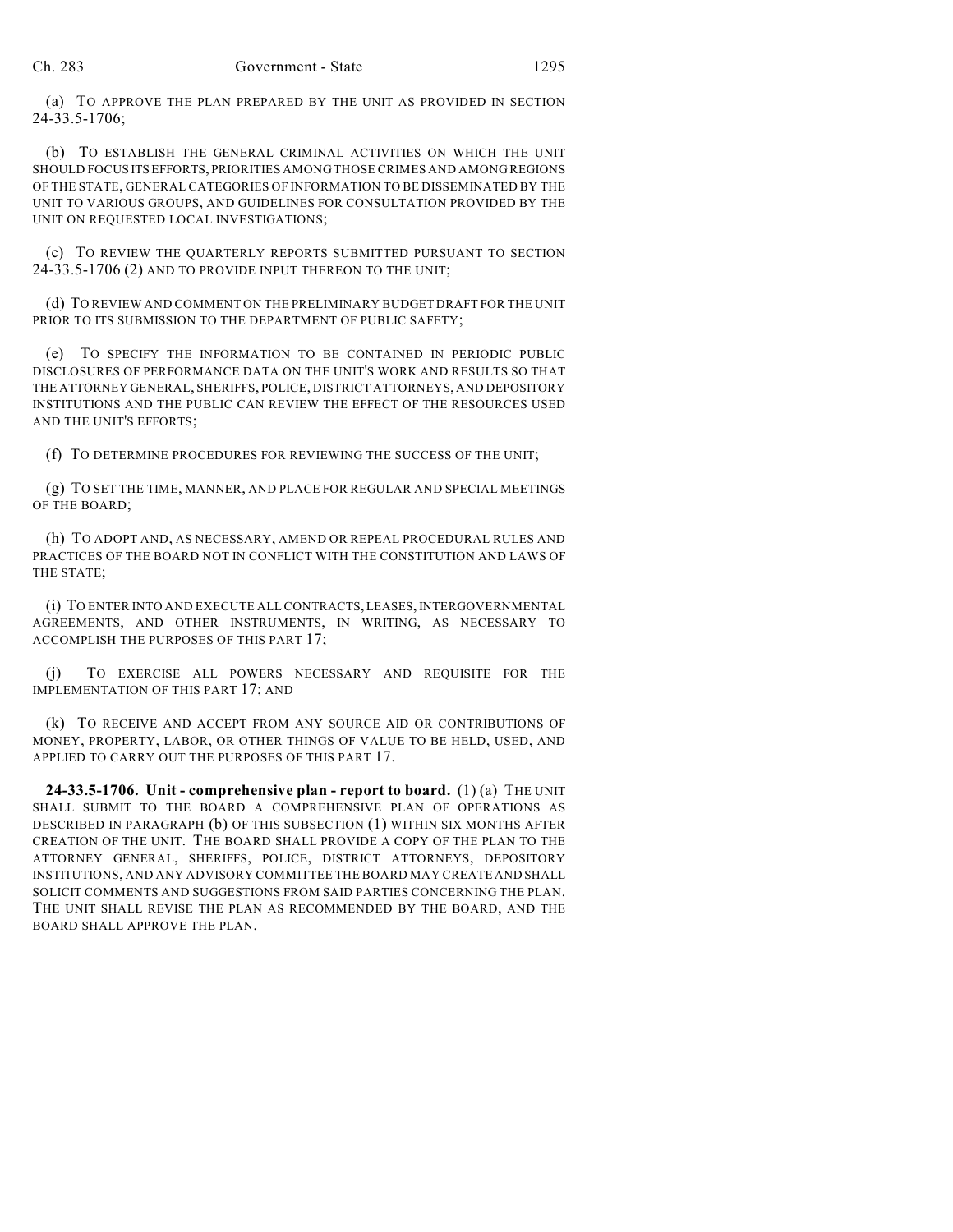(a) TO APPROVE THE PLAN PREPARED BY THE UNIT AS PROVIDED IN SECTION 24-33.5-1706;

(b) TO ESTABLISH THE GENERAL CRIMINAL ACTIVITIES ON WHICH THE UNIT SHOULD FOCUS ITS EFFORTS, PRIORITIES AMONG THOSE CRIMES AND AMONG REGIONS OF THE STATE, GENERAL CATEGORIES OF INFORMATION TO BE DISSEMINATED BY THE UNIT TO VARIOUS GROUPS, AND GUIDELINES FOR CONSULTATION PROVIDED BY THE UNIT ON REQUESTED LOCAL INVESTIGATIONS;

(c) TO REVIEW THE QUARTERLY REPORTS SUBMITTED PURSUANT TO SECTION 24-33.5-1706 (2) AND TO PROVIDE INPUT THEREON TO THE UNIT;

(d) TO REVIEW AND COMMENT ON THE PRELIMINARY BUDGET DRAFT FOR THE UNIT PRIOR TO ITS SUBMISSION TO THE DEPARTMENT OF PUBLIC SAFETY;

(e) TO SPECIFY THE INFORMATION TO BE CONTAINED IN PERIODIC PUBLIC DISCLOSURES OF PERFORMANCE DATA ON THE UNIT'S WORK AND RESULTS SO THAT THE ATTORNEY GENERAL, SHERIFFS, POLICE, DISTRICT ATTORNEYS, AND DEPOSITORY INSTITUTIONS AND THE PUBLIC CAN REVIEW THE EFFECT OF THE RESOURCES USED AND THE UNIT'S EFFORTS;

(f) TO DETERMINE PROCEDURES FOR REVIEWING THE SUCCESS OF THE UNIT;

(g) TO SET THE TIME, MANNER, AND PLACE FOR REGULAR AND SPECIAL MEETINGS OF THE BOARD;

(h) TO ADOPT AND, AS NECESSARY, AMEND OR REPEAL PROCEDURAL RULES AND PRACTICES OF THE BOARD NOT IN CONFLICT WITH THE CONSTITUTION AND LAWS OF THE STATE;

(i) TO ENTER INTO AND EXECUTE ALL CONTRACTS, LEASES, INTERGOVERNMENTAL AGREEMENTS, AND OTHER INSTRUMENTS, IN WRITING, AS NECESSARY TO ACCOMPLISH THE PURPOSES OF THIS PART 17;

(j) TO EXERCISE ALL POWERS NECESSARY AND REQUISITE FOR THE IMPLEMENTATION OF THIS PART 17; AND

(k) TO RECEIVE AND ACCEPT FROM ANY SOURCE AID OR CONTRIBUTIONS OF MONEY, PROPERTY, LABOR, OR OTHER THINGS OF VALUE TO BE HELD, USED, AND APPLIED TO CARRY OUT THE PURPOSES OF THIS PART 17.

**24-33.5-1706. Unit - comprehensive plan - report to board.** (1) (a) THE UNIT SHALL SUBMIT TO THE BOARD A COMPREHENSIVE PLAN OF OPERATIONS AS DESCRIBED IN PARAGRAPH (b) OF THIS SUBSECTION (1) WITHIN SIX MONTHS AFTER CREATION OF THE UNIT. THE BOARD SHALL PROVIDE A COPY OF THE PLAN TO THE ATTORNEY GENERAL, SHERIFFS, POLICE, DISTRICT ATTORNEYS, DEPOSITORY INSTITUTIONS, AND ANY ADVISORY COMMITTEE THE BOARD MAY CREATE AND SHALL SOLICIT COMMENTS AND SUGGESTIONS FROM SAID PARTIES CONCERNING THE PLAN. THE UNIT SHALL REVISE THE PLAN AS RECOMMENDED BY THE BOARD, AND THE BOARD SHALL APPROVE THE PLAN.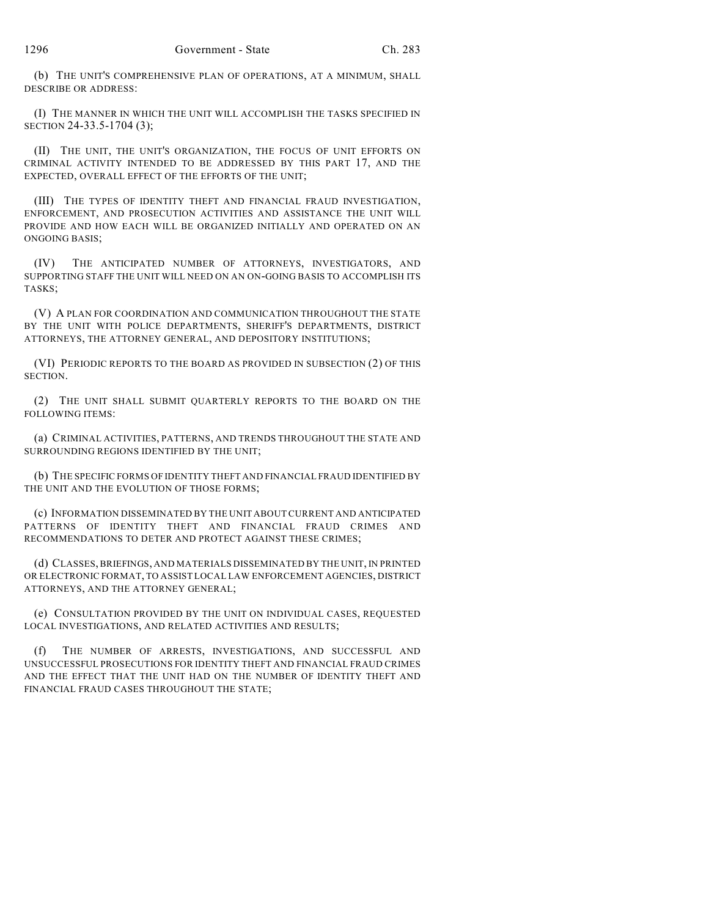(b) THE UNIT'S COMPREHENSIVE PLAN OF OPERATIONS, AT A MINIMUM, SHALL DESCRIBE OR ADDRESS:

(I) THE MANNER IN WHICH THE UNIT WILL ACCOMPLISH THE TASKS SPECIFIED IN SECTION 24-33.5-1704 (3);

(II) THE UNIT, THE UNIT'S ORGANIZATION, THE FOCUS OF UNIT EFFORTS ON CRIMINAL ACTIVITY INTENDED TO BE ADDRESSED BY THIS PART 17, AND THE EXPECTED, OVERALL EFFECT OF THE EFFORTS OF THE UNIT;

(III) THE TYPES OF IDENTITY THEFT AND FINANCIAL FRAUD INVESTIGATION, ENFORCEMENT, AND PROSECUTION ACTIVITIES AND ASSISTANCE THE UNIT WILL PROVIDE AND HOW EACH WILL BE ORGANIZED INITIALLY AND OPERATED ON AN ONGOING BASIS;

(IV) THE ANTICIPATED NUMBER OF ATTORNEYS, INVESTIGATORS, AND SUPPORTING STAFF THE UNIT WILL NEED ON AN ON-GOING BASIS TO ACCOMPLISH ITS TASKS;

(V) A PLAN FOR COORDINATION AND COMMUNICATION THROUGHOUT THE STATE BY THE UNIT WITH POLICE DEPARTMENTS, SHERIFF'S DEPARTMENTS, DISTRICT ATTORNEYS, THE ATTORNEY GENERAL, AND DEPOSITORY INSTITUTIONS;

(VI) PERIODIC REPORTS TO THE BOARD AS PROVIDED IN SUBSECTION (2) OF THIS SECTION.

(2) THE UNIT SHALL SUBMIT QUARTERLY REPORTS TO THE BOARD ON THE FOLLOWING ITEMS:

(a) CRIMINAL ACTIVITIES, PATTERNS, AND TRENDS THROUGHOUT THE STATE AND SURROUNDING REGIONS IDENTIFIED BY THE UNIT;

(b) THE SPECIFIC FORMS OF IDENTITY THEFT AND FINANCIAL FRAUD IDENTIFIED BY THE UNIT AND THE EVOLUTION OF THOSE FORMS;

(c) INFORMATION DISSEMINATED BY THE UNIT ABOUT CURRENT AND ANTICIPATED PATTERNS OF IDENTITY THEFT AND FINANCIAL FRAUD CRIMES AND RECOMMENDATIONS TO DETER AND PROTECT AGAINST THESE CRIMES;

(d) CLASSES, BRIEFINGS, AND MATERIALS DISSEMINATED BY THE UNIT, IN PRINTED OR ELECTRONIC FORMAT, TO ASSIST LOCAL LAW ENFORCEMENT AGENCIES, DISTRICT ATTORNEYS, AND THE ATTORNEY GENERAL;

(e) CONSULTATION PROVIDED BY THE UNIT ON INDIVIDUAL CASES, REQUESTED LOCAL INVESTIGATIONS, AND RELATED ACTIVITIES AND RESULTS;

(f) THE NUMBER OF ARRESTS, INVESTIGATIONS, AND SUCCESSFUL AND UNSUCCESSFUL PROSECUTIONS FOR IDENTITY THEFT AND FINANCIAL FRAUD CRIMES AND THE EFFECT THAT THE UNIT HAD ON THE NUMBER OF IDENTITY THEFT AND FINANCIAL FRAUD CASES THROUGHOUT THE STATE;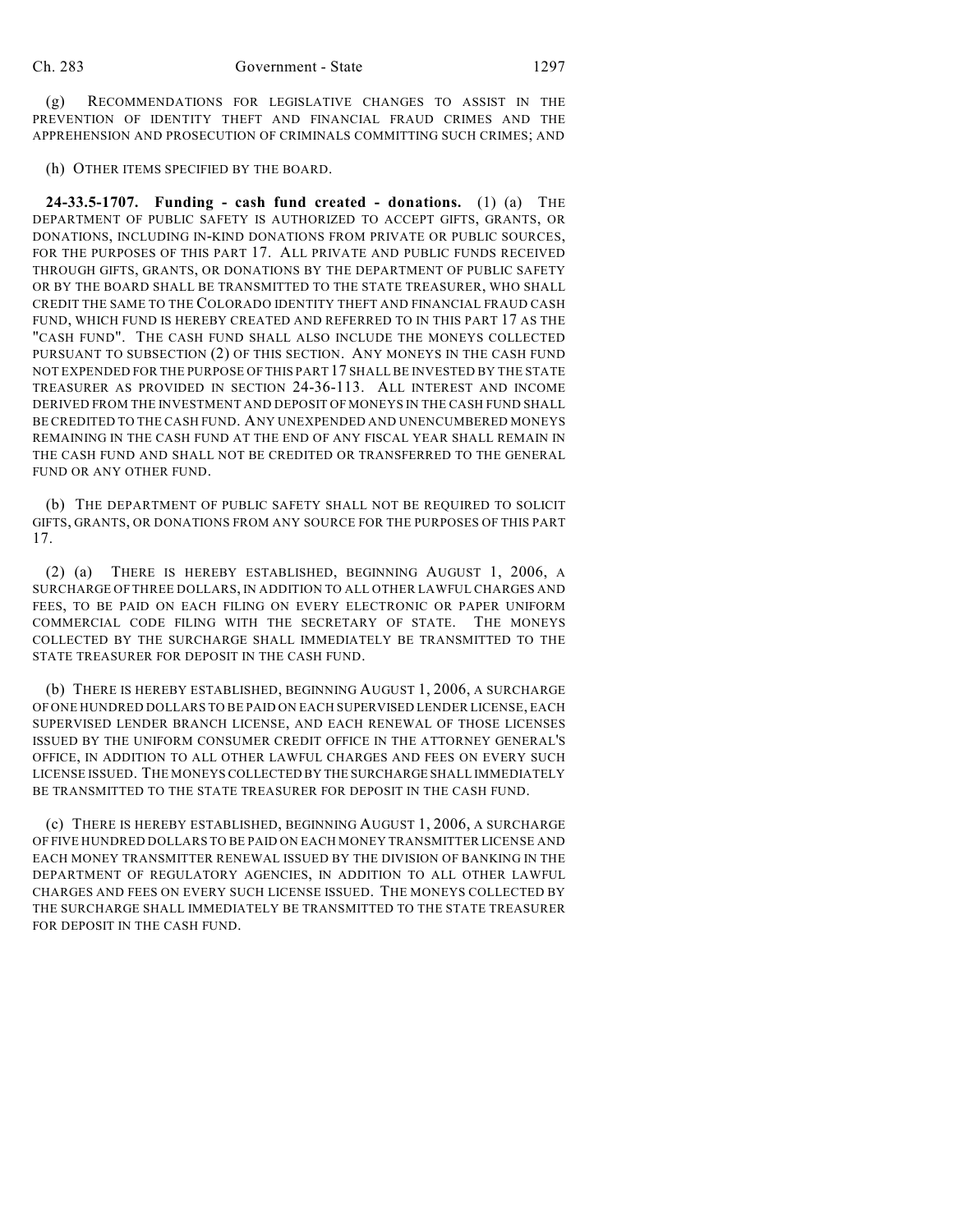(g) RECOMMENDATIONS FOR LEGISLATIVE CHANGES TO ASSIST IN THE PREVENTION OF IDENTITY THEFT AND FINANCIAL FRAUD CRIMES AND THE APPREHENSION AND PROSECUTION OF CRIMINALS COMMITTING SUCH CRIMES; AND

(h) OTHER ITEMS SPECIFIED BY THE BOARD.

**24-33.5-1707. Funding - cash fund created - donations.** (1) (a) THE DEPARTMENT OF PUBLIC SAFETY IS AUTHORIZED TO ACCEPT GIFTS, GRANTS, OR DONATIONS, INCLUDING IN-KIND DONATIONS FROM PRIVATE OR PUBLIC SOURCES, FOR THE PURPOSES OF THIS PART 17. ALL PRIVATE AND PUBLIC FUNDS RECEIVED THROUGH GIFTS, GRANTS, OR DONATIONS BY THE DEPARTMENT OF PUBLIC SAFETY OR BY THE BOARD SHALL BE TRANSMITTED TO THE STATE TREASURER, WHO SHALL CREDIT THE SAME TO THE COLORADO IDENTITY THEFT AND FINANCIAL FRAUD CASH FUND, WHICH FUND IS HEREBY CREATED AND REFERRED TO IN THIS PART 17 AS THE "CASH FUND". THE CASH FUND SHALL ALSO INCLUDE THE MONEYS COLLECTED PURSUANT TO SUBSECTION (2) OF THIS SECTION. ANY MONEYS IN THE CASH FUND NOT EXPENDED FOR THE PURPOSE OF THIS PART 17 SHALL BE INVESTED BY THE STATE TREASURER AS PROVIDED IN SECTION 24-36-113. ALL INTEREST AND INCOME DERIVED FROM THE INVESTMENT AND DEPOSIT OF MONEYS IN THE CASH FUND SHALL BE CREDITED TO THE CASH FUND. ANY UNEXPENDED AND UNENCUMBERED MONEYS REMAINING IN THE CASH FUND AT THE END OF ANY FISCAL YEAR SHALL REMAIN IN THE CASH FUND AND SHALL NOT BE CREDITED OR TRANSFERRED TO THE GENERAL FUND OR ANY OTHER FUND.

(b) THE DEPARTMENT OF PUBLIC SAFETY SHALL NOT BE REQUIRED TO SOLICIT GIFTS, GRANTS, OR DONATIONS FROM ANY SOURCE FOR THE PURPOSES OF THIS PART 17.

(2) (a) THERE IS HEREBY ESTABLISHED, BEGINNING AUGUST 1, 2006, A SURCHARGE OF THREE DOLLARS, IN ADDITION TO ALL OTHER LAWFUL CHARGES AND FEES, TO BE PAID ON EACH FILING ON EVERY ELECTRONIC OR PAPER UNIFORM COMMERCIAL CODE FILING WITH THE SECRETARY OF STATE. THE MONEYS COLLECTED BY THE SURCHARGE SHALL IMMEDIATELY BE TRANSMITTED TO THE STATE TREASURER FOR DEPOSIT IN THE CASH FUND.

(b) THERE IS HEREBY ESTABLISHED, BEGINNING AUGUST 1, 2006, A SURCHARGE OF ONE HUNDRED DOLLARS TO BE PAID ON EACH SUPERVISED LENDER LICENSE, EACH SUPERVISED LENDER BRANCH LICENSE, AND EACH RENEWAL OF THOSE LICENSES ISSUED BY THE UNIFORM CONSUMER CREDIT OFFICE IN THE ATTORNEY GENERAL'S OFFICE, IN ADDITION TO ALL OTHER LAWFUL CHARGES AND FEES ON EVERY SUCH LICENSE ISSUED. THE MONEYS COLLECTED BY THE SURCHARGE SHALL IMMEDIATELY BE TRANSMITTED TO THE STATE TREASURER FOR DEPOSIT IN THE CASH FUND.

(c) THERE IS HEREBY ESTABLISHED, BEGINNING AUGUST 1, 2006, A SURCHARGE OF FIVE HUNDRED DOLLARS TO BE PAID ON EACH MONEY TRANSMITTER LICENSE AND EACH MONEY TRANSMITTER RENEWAL ISSUED BY THE DIVISION OF BANKING IN THE DEPARTMENT OF REGULATORY AGENCIES, IN ADDITION TO ALL OTHER LAWFUL CHARGES AND FEES ON EVERY SUCH LICENSE ISSUED. THE MONEYS COLLECTED BY THE SURCHARGE SHALL IMMEDIATELY BE TRANSMITTED TO THE STATE TREASURER FOR DEPOSIT IN THE CASH FUND.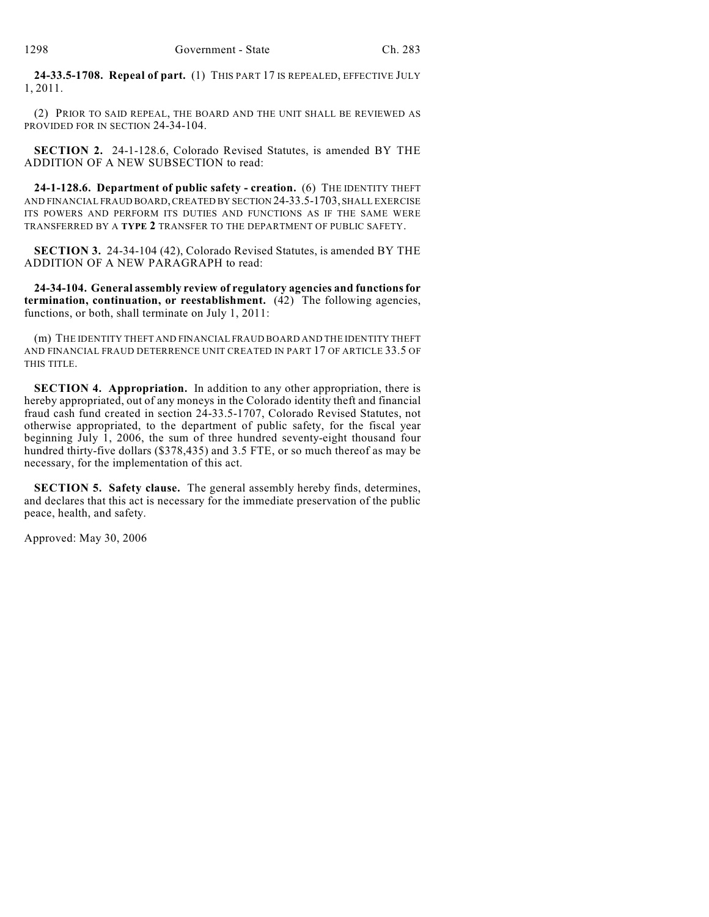**24-33.5-1708. Repeal of part.** (1) THIS PART 17 IS REPEALED, EFFECTIVE JULY 1, 2011.

(2) PRIOR TO SAID REPEAL, THE BOARD AND THE UNIT SHALL BE REVIEWED AS PROVIDED FOR IN SECTION 24-34-104.

**SECTION 2.** 24-1-128.6, Colorado Revised Statutes, is amended BY THE ADDITION OF A NEW SUBSECTION to read:

**24-1-128.6. Department of public safety - creation.** (6) THE IDENTITY THEFT AND FINANCIAL FRAUD BOARD, CREATED BY SECTION 24-33.5-1703, SHALL EXERCISE ITS POWERS AND PERFORM ITS DUTIES AND FUNCTIONS AS IF THE SAME WERE TRANSFERRED BY A **TYPE 2** TRANSFER TO THE DEPARTMENT OF PUBLIC SAFETY.

**SECTION 3.** 24-34-104 (42), Colorado Revised Statutes, is amended BY THE ADDITION OF A NEW PARAGRAPH to read:

**24-34-104. General assembly review of regulatory agencies and functions for termination, continuation, or reestablishment.** (42) The following agencies, functions, or both, shall terminate on July 1, 2011:

(m) THE IDENTITY THEFT AND FINANCIAL FRAUD BOARD AND THE IDENTITY THEFT AND FINANCIAL FRAUD DETERRENCE UNIT CREATED IN PART 17 OF ARTICLE 33.5 OF THIS TITLE.

**SECTION 4. Appropriation.** In addition to any other appropriation, there is hereby appropriated, out of any moneys in the Colorado identity theft and financial fraud cash fund created in section 24-33.5-1707, Colorado Revised Statutes, not otherwise appropriated, to the department of public safety, for the fiscal year beginning July 1, 2006, the sum of three hundred seventy-eight thousand four hundred thirty-five dollars ($378,435) and 3.5 FTE, or so much thereof as may be necessary, for the implementation of this act.

**SECTION 5. Safety clause.** The general assembly hereby finds, determines, and declares that this act is necessary for the immediate preservation of the public peace, health, and safety.

Approved: May 30, 2006